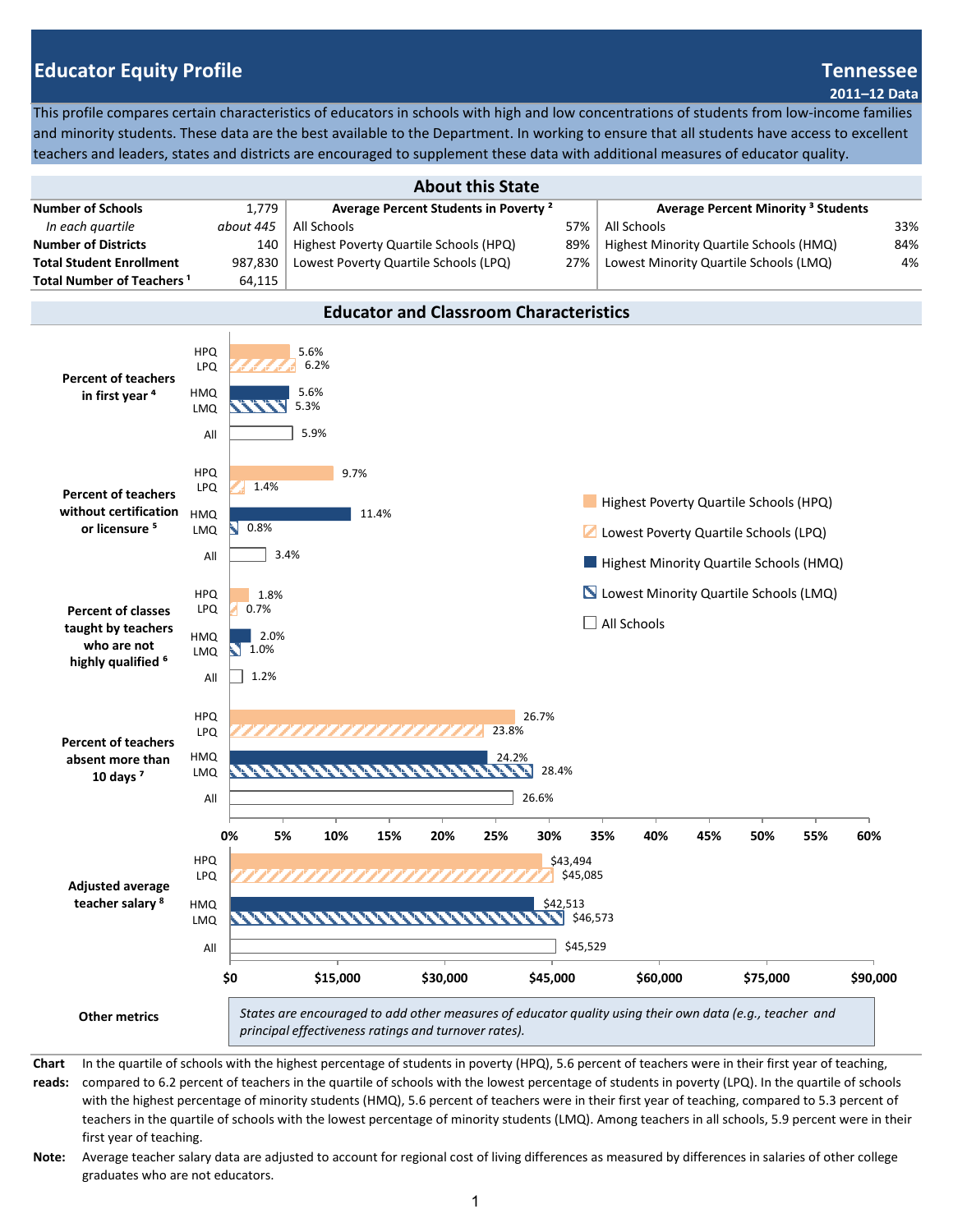# Educator Equity Profile

## Tennessee

**2011–12 Data**

This profile compares certain characteristics of educators in schools with high and low concentrations of students from low-income families and minority students. These data are the best available to the Department. In working to ensure that all students have access to excellent teachers and leaders, states and districts are encouraged to supplement these data with additional measures of educator quality.

## About this State

| | | Average Percent Students in Poverty [2] | | Average Percent Minority [3] Students | |
|---|---|---|---|---|---|
| **Number of Schools** | 1,779 | All Schools | 57% | All Schools | 33% |
| *In each quartile* | *about 445* | Highest Poverty Quartile Schools (HPQ) | 89% | Highest Minority Quartile Schools (HMQ) | 84% |
| **Number of Districts** | 140 | Lowest Poverty Quartile Schools (LPQ) | 27% | Lowest Minority Quartile Schools (LMQ) | 4% |
| **Total Student Enrollment** | 987,830 | | | | |
| **Total Number of Teachers [1]** | 64,115 | | | | |

## Educator and Classroom Characteristics

| Characteristic | HPQ | LPQ | HMQ | LMQ | All |
|---|---|---|---|---|---|
| Percent of teachers in first year [4] | 5.6% | 6.2% | 5.6% | 5.3% | 5.9% |
| Percent of teachers without certification or licensure [5] | 9.7% | 1.4% | 11.4% | 0.8% | 3.4% |
| Percent of classes taught by teachers who are not highly qualified [6] | 1.8% | 0.7% | 2.0% | 1.0% | 1.2% |
| Percent of teachers absent more than 10 days [7] | 26.7% | 23.8% | 24.2% | 28.4% | 26.6% |
| Adjusted average teacher salary [8] | $43,494 | $45,085 | $42,513 | $46,573 | $45,529 |

Legend: Highest Poverty Quartile Schools (HPQ); Lowest Poverty Quartile Schools (LPQ); Highest Minority Quartile Schools (HMQ); Lowest Minority Quartile Schools (LMQ); All Schools

**Other metrics**

*States are encouraged to add other measures of educator quality using their own data (e.g., teacher and principal effectiveness ratings and turnover rates).*

**Chart reads:** In the quartile of schools with the highest percentage of students in poverty (HPQ), 5.6 percent of teachers were in their first year of teaching, compared to 6.2 percent of teachers in the quartile of schools with the lowest percentage of students in poverty (LPQ). In the quartile of schools with the highest percentage of minority students (HMQ), 5.6 percent of teachers were in their first year of teaching, compared to 5.3 percent of teachers in the quartile of schools with the lowest percentage of minority students (LMQ). Among teachers in all schools, 5.9 percent were in their first year of teaching.

**Note:** Average teacher salary data are adjusted to account for regional cost of living differences as measured by differences in salaries of other college graduates who are not educators.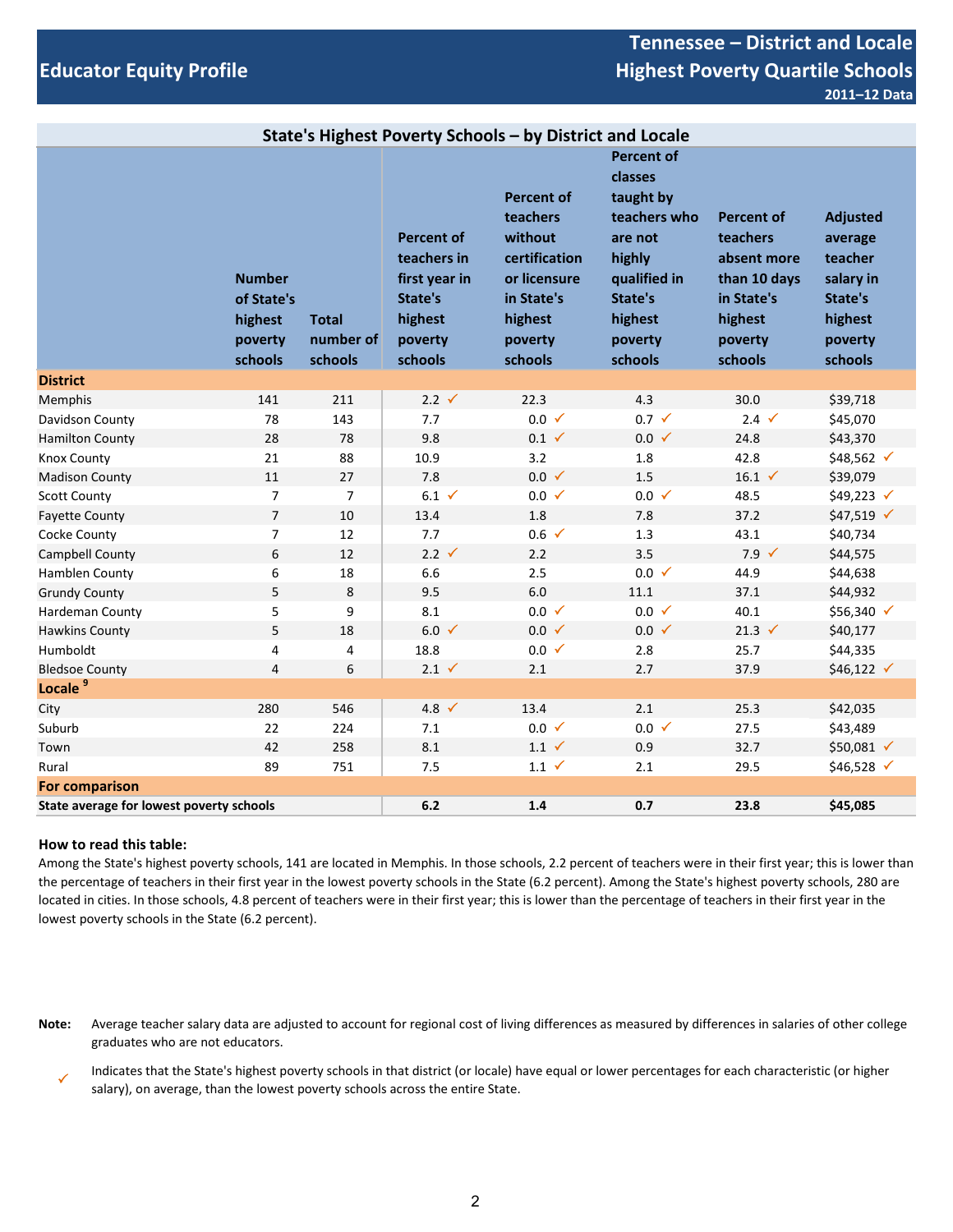# Educator Equity Profile

## Tennessee – District and Locale Highest Poverty Quartile Schools

**2011–12 Data**

### State's Highest Poverty Schools – by District and Locale

| | Number of State's highest poverty schools | Total number of schools | Percent of teachers in first year in State's highest poverty schools | Percent of teachers without certification or licensure in State's highest poverty schools | Percent of classes taught by teachers who are not highly qualified in State's highest poverty schools | Percent of teachers absent more than 10 days in State's highest poverty schools | Adjusted average teacher salary in State's highest poverty schools |
|---|---|---|---|---|---|---|---|
| **District** | | | | | | | |
| Memphis | 141 | 211 | 2.2 ✓ | 22.3 | 4.3 | 30.0 | $39,718 |
| Davidson County | 78 | 143 | 7.7 | 0.0 ✓ | 0.7 ✓ | 2.4 ✓ | $45,070 |
| Hamilton County | 28 | 78 | 9.8 | 0.1 ✓ | 0.0 ✓ | 24.8 | $43,370 |
| Knox County | 21 | 88 | 10.9 | 3.2 | 1.8 | 42.8 | $48,562 ✓ |
| Madison County | 11 | 27 | 7.8 | 0.0 ✓ | 1.5 | 16.1 ✓ | $39,079 |
| Scott County | 7 | 7 | 6.1 ✓ | 0.0 ✓ | 0.0 ✓ | 48.5 | $49,223 ✓ |
| Fayette County | 7 | 10 | 13.4 | 1.8 | 7.8 | 37.2 | $47,519 ✓ |
| Cocke County | 7 | 12 | 7.7 | 0.6 ✓ | 1.3 | 43.1 | $40,734 |
| Campbell County | 6 | 12 | 2.2 ✓ | 2.2 | 3.5 | 7.9 ✓ | $44,575 |
| Hamblen County | 6 | 18 | 6.6 | 2.5 | 0.0 ✓ | 44.9 | $44,638 |
| Grundy County | 5 | 8 | 9.5 | 6.0 | 11.1 | 37.1 | $44,932 |
| Hardeman County | 5 | 9 | 8.1 | 0.0 ✓ | 0.0 ✓ | 40.1 | $56,340 ✓ |
| Hawkins County | 5 | 18 | 6.0 ✓ | 0.0 ✓ | 0.0 ✓ | 21.3 ✓ | $40,177 |
| Humboldt | 4 | 4 | 18.8 | 0.0 ✓ | 2.8 | 25.7 | $44,335 |
| Bledsoe County | 4 | 6 | 2.1 ✓ | 2.1 | 2.7 | 37.9 | $46,122 ✓ |
| **Locale [9]** | | | | | | | |
| City | 280 | 546 | 4.8 ✓ | 13.4 | 2.1 | 25.3 | $42,035 |
| Suburb | 22 | 224 | 7.1 | 0.0 ✓ | 0.0 ✓ | 27.5 | $43,489 |
| Town | 42 | 258 | 8.1 | 1.1 ✓ | 0.9 | 32.7 | $50,081 ✓ |
| Rural | 89 | 751 | 7.5 | 1.1 ✓ | 2.1 | 29.5 | $46,528 ✓ |
| **For comparison** | | | | | | | |
| **State average for lowest poverty schools** | | | **6.2** | **1.4** | **0.7** | **23.8** | **$45,085** |

**How to read this table:**

Among the State's highest poverty schools, 141 are located in Memphis. In those schools, 2.2 percent of teachers were in their first year; this is lower than the percentage of teachers in their first year in the lowest poverty schools in the State (6.2 percent). Among the State's highest poverty schools, 280 are located in cities. In those schools, 4.8 percent of teachers were in their first year; this is lower than the percentage of teachers in their first year in the lowest poverty schools in the State (6.2 percent).

**Note:** Average teacher salary data are adjusted to account for regional cost of living differences as measured by differences in salaries of other college graduates who are not educators.

✓ Indicates that the State's highest poverty schools in that district (or locale) have equal or lower percentages for each characteristic (or higher salary), on average, than the lowest poverty schools across the entire State.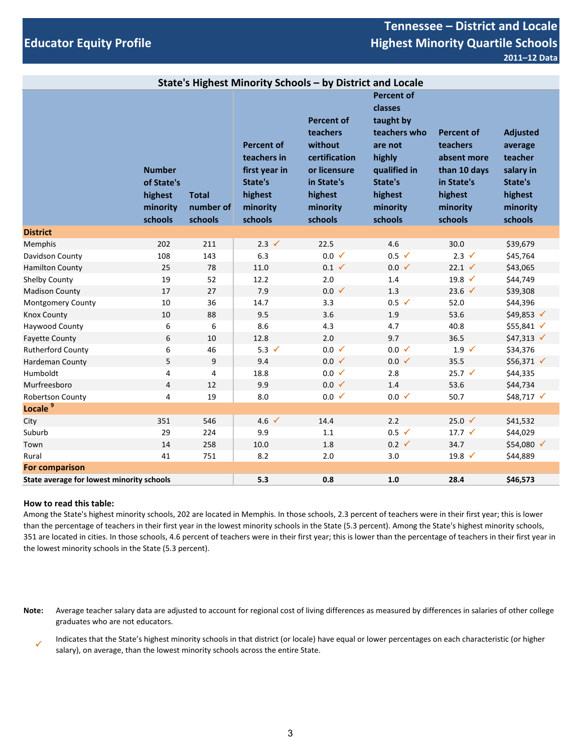# Educator Equity Profile

## Tennessee – District and Locale Highest Minority Quartile Schools

**2011–12 Data**

### State's Highest Minority Schools – by District and Locale

| | Number of State's highest minority schools | Total number of schools | Percent of teachers in first year in State's highest minority schools | Percent of teachers without certification or licensure in State's highest minority schools | Percent of classes taught by teachers who are not highly qualified in State's highest minority schools | Percent of teachers absent more than 10 days in State's highest minority schools | Adjusted average teacher salary in State's highest minority schools |
|---|---|---|---|---|---|---|---|
| **District** | | | | | | | |
| Memphis | 202 | 211 | 2.3 ✓ | 22.5 | 4.6 | 30.0 | $39,679 |
| Davidson County | 108 | 143 | 6.3 | 0.0 ✓ | 0.5 ✓ | 2.3 ✓ | $45,764 |
| Hamilton County | 25 | 78 | 11.0 | 0.1 ✓ | 0.0 ✓ | 22.1 ✓ | $43,065 |
| Shelby County | 19 | 52 | 12.2 | 2.0 | 1.4 | 19.8 ✓ | $44,749 |
| Madison County | 17 | 27 | 7.9 | 0.0 ✓ | 1.3 | 23.6 ✓ | $39,308 |
| Montgomery County | 10 | 36 | 14.7 | 3.3 | 0.5 ✓ | 52.0 | $44,396 |
| Knox County | 10 | 88 | 9.5 | 3.6 | 1.9 | 53.6 | $49,853 ✓ |
| Haywood County | 6 | 6 | 8.6 | 4.3 | 4.7 | 40.8 | $55,841 ✓ |
| Fayette County | 6 | 10 | 12.8 | 2.0 | 9.7 | 36.5 | $47,313 ✓ |
| Rutherford County | 6 | 46 | 5.3 ✓ | 0.0 ✓ | 0.0 ✓ | 1.9 ✓ | $34,376 |
| Hardeman County | 5 | 9 | 9.4 | 0.0 ✓ | 0.0 ✓ | 35.5 | $56,371 ✓ |
| Humboldt | 4 | 4 | 18.8 | 0.0 ✓ | 2.8 | 25.7 ✓ | $44,335 |
| Murfreesboro | 4 | 12 | 9.9 | 0.0 ✓ | 1.4 | 53.6 | $44,734 |
| Robertson County | 4 | 19 | 8.0 | 0.0 ✓ | 0.0 ✓ | 50.7 | $48,717 ✓ |
| **Locale [9]** | | | | | | | |
| City | 351 | 546 | 4.6 ✓ | 14.4 | 2.2 | 25.0 ✓ | $41,532 |
| Suburb | 29 | 224 | 9.9 | 1.1 | 0.5 ✓ | 17.7 ✓ | $44,029 |
| Town | 14 | 258 | 10.0 | 1.8 | 0.2 ✓ | 34.7 | $54,080 ✓ |
| Rural | 41 | 751 | 8.2 | 2.0 | 3.0 | 19.8 ✓ | $44,889 |
| **For comparison** | | | | | | | |
| **State average for lowest minority schools** | | | **5.3** | **0.8** | **1.0** | **28.4** | **$46,573** |

**How to read this table:**

Among the State's highest minority schools, 202 are located in Memphis. In those schools, 2.3 percent of teachers were in their first year; this is lower than the percentage of teachers in their first year in the lowest minority schools in the State (5.3 percent). Among the State's highest minority schools, 351 are located in cities. In those schools, 4.6 percent of teachers were in their first year; this is lower than the percentage of teachers in their first year in the lowest minority schools in the State (5.3 percent).

**Note:** Average teacher salary data are adjusted to account for regional cost of living differences as measured by differences in salaries of other college graduates who are not educators.

✓ Indicates that the State's highest minority schools in that district (or locale) have equal or lower percentages on each characteristic (or higher salary), on average, than the lowest minority schools across the entire State.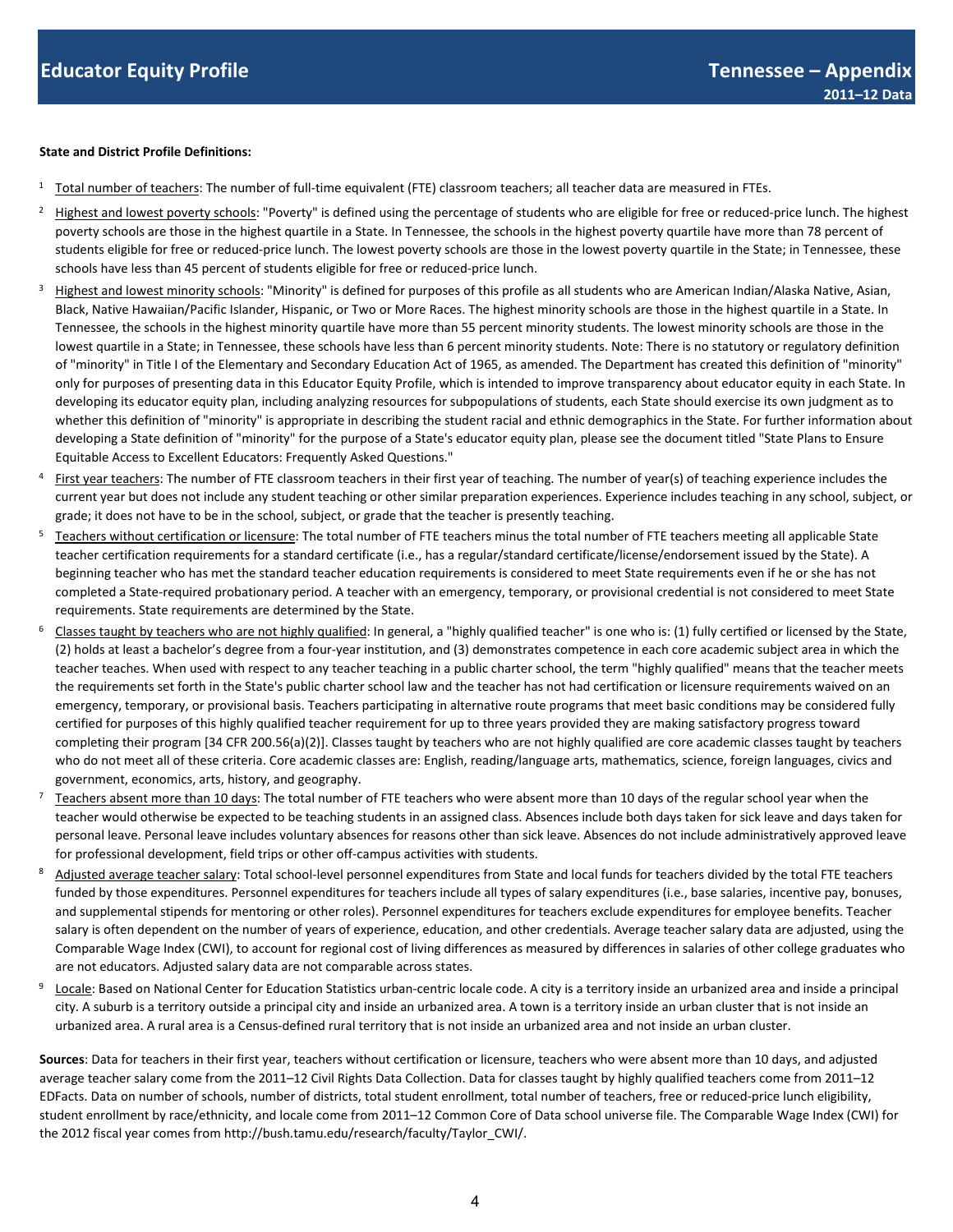**Educator Equity Profile** | **Tennessee – Appendix**
**2011–12 Data**

**State and District Profile Definitions:**

[1] Total number of teachers: The number of full-time equivalent (FTE) classroom teachers; all teacher data are measured in FTEs.

[2] Highest and lowest poverty schools: "Poverty" is defined using the percentage of students who are eligible for free or reduced-price lunch. The highest poverty schools are those in the highest quartile in a State. In Tennessee, the schools in the highest poverty quartile have more than 78 percent of students eligible for free or reduced-price lunch. The lowest poverty schools are those in the lowest poverty quartile in the State; in Tennessee, these schools have less than 45 percent of students eligible for free or reduced-price lunch.

[3] Highest and lowest minority schools: "Minority" is defined for purposes of this profile as all students who are American Indian/Alaska Native, Asian, Black, Native Hawaiian/Pacific Islander, Hispanic, or Two or More Races. The highest minority schools are those in the highest quartile in a State. In Tennessee, the schools in the highest minority quartile have more than 55 percent minority students. The lowest minority schools are those in the lowest quartile in a State; in Tennessee, these schools have less than 6 percent minority students. Note: There is no statutory or regulatory definition of "minority" in Title I of the Elementary and Secondary Education Act of 1965, as amended. The Department has created this definition of "minority" only for purposes of presenting data in this Educator Equity Profile, which is intended to improve transparency about educator equity in each State. In developing its educator equity plan, including analyzing resources for subpopulations of students, each State should exercise its own judgment as to whether this definition of "minority" is appropriate in describing the student racial and ethnic demographics in the State. For further information about developing a State definition of "minority" for the purpose of a State's educator equity plan, please see the document titled "State Plans to Ensure Equitable Access to Excellent Educators: Frequently Asked Questions."

[4] First year teachers: The number of FTE classroom teachers in their first year of teaching. The number of year(s) of teaching experience includes the current year but does not include any student teaching or other similar preparation experiences. Experience includes teaching in any school, subject, or grade; it does not have to be in the school, subject, or grade that the teacher is presently teaching.

[5] Teachers without certification or licensure: The total number of FTE teachers minus the total number of FTE teachers meeting all applicable State teacher certification requirements for a standard certificate (i.e., has a regular/standard certificate/license/endorsement issued by the State). A beginning teacher who has met the standard teacher education requirements is considered to meet State requirements even if he or she has not completed a State-required probationary period. A teacher with an emergency, temporary, or provisional credential is not considered to meet State requirements. State requirements are determined by the State.

[6] Classes taught by teachers who are not highly qualified: In general, a "highly qualified teacher" is one who is: (1) fully certified or licensed by the State, (2) holds at least a bachelor's degree from a four-year institution, and (3) demonstrates competence in each core academic subject area in which the teacher teaches. When used with respect to any teacher teaching in a public charter school, the term "highly qualified" means that the teacher meets the requirements set forth in the State's public charter school law and the teacher has not had certification or licensure requirements waived on an emergency, temporary, or provisional basis. Teachers participating in alternative route programs that meet basic conditions may be considered fully certified for purposes of this highly qualified teacher requirement for up to three years provided they are making satisfactory progress toward completing their program [34 CFR 200.56(a)(2)]. Classes taught by teachers who are not highly qualified are core academic classes taught by teachers who do not meet all of these criteria. Core academic classes are: English, reading/language arts, mathematics, science, foreign languages, civics and government, economics, arts, history, and geography.

[7] Teachers absent more than 10 days: The total number of FTE teachers who were absent more than 10 days of the regular school year when the teacher would otherwise be expected to be teaching students in an assigned class. Absences include both days taken for sick leave and days taken for personal leave. Personal leave includes voluntary absences for reasons other than sick leave. Absences do not include administratively approved leave for professional development, field trips or other off-campus activities with students.

[8] Adjusted average teacher salary: Total school-level personnel expenditures from State and local funds for teachers divided by the total FTE teachers funded by those expenditures. Personnel expenditures for teachers include all types of salary expenditures (i.e., base salaries, incentive pay, bonuses, and supplemental stipends for mentoring or other roles). Personnel expenditures for teachers exclude expenditures for employee benefits. Teacher salary is often dependent on the number of years of experience, education, and other credentials. Average teacher salary data are adjusted, using the Comparable Wage Index (CWI), to account for regional cost of living differences as measured by differences in salaries of other college graduates who are not educators. Adjusted salary data are not comparable across states.

[9] Locale: Based on National Center for Education Statistics urban-centric locale code. A city is a territory inside an urbanized area and inside a principal city. A suburb is a territory outside a principal city and inside an urbanized area. A town is a territory inside an urban cluster that is not inside an urbanized area. A rural area is a Census-defined rural territory that is not inside an urbanized area and not inside an urban cluster.

**Sources**: Data for teachers in their first year, teachers without certification or licensure, teachers who were absent more than 10 days, and adjusted average teacher salary come from the 2011–12 Civil Rights Data Collection. Data for classes taught by highly qualified teachers come from 2011–12 EDFacts. Data on number of schools, number of districts, total student enrollment, total number of teachers, free or reduced-price lunch eligibility, student enrollment by race/ethnicity, and locale come from 2011–12 Common Core of Data school universe file. The Comparable Wage Index (CWI) for the 2012 fiscal year comes from http://bush.tamu.edu/research/faculty/Taylor_CWI/.